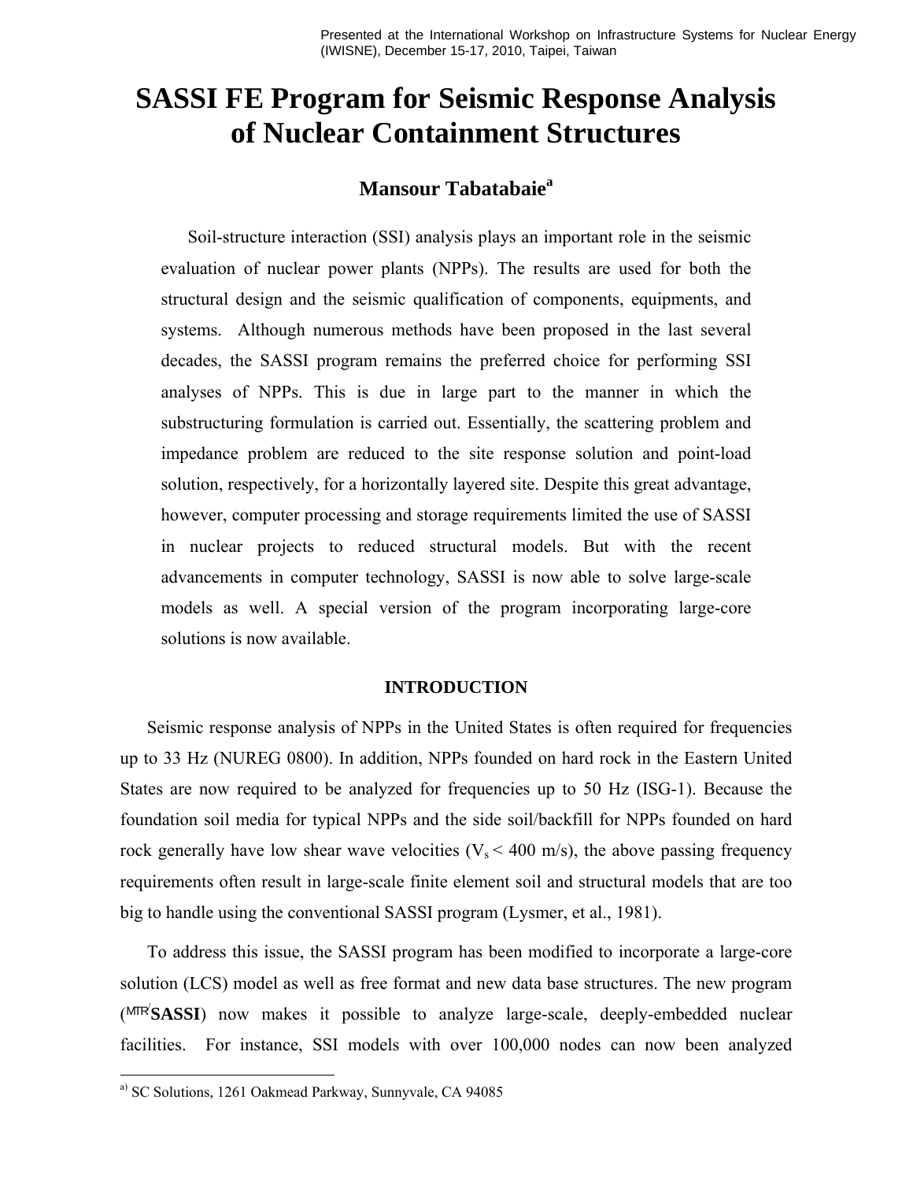Presented at the International Workshop on Infrastructure Systems for Nuclear Energy (IWISNE), December 15-17, 2010, Taipei, Taiwan

# SASSI FE Program for Seismic Response Analysis of Nuclear Containment Structures

**Mansour Tabatabaie**[a]

Soil-structure interaction (SSI) analysis plays an important role in the seismic evaluation of nuclear power plants (NPPs). The results are used for both the structural design and the seismic qualification of components, equipments, and systems. Although numerous methods have been proposed in the last several decades, the SASSI program remains the preferred choice for performing SSI analyses of NPPs. This is due in large part to the manner in which the substructuring formulation is carried out. Essentially, the scattering problem and impedance problem are reduced to the site response solution and point-load solution, respectively, for a horizontally layered site. Despite this great advantage, however, computer processing and storage requirements limited the use of SASSI in nuclear projects to reduced structural models. But with the recent advancements in computer technology, SASSI is now able to solve large-scale models as well. A special version of the program incorporating large-core solutions is now available.

## INTRODUCTION

Seismic response analysis of NPPs in the United States is often required for frequencies up to 33 Hz (NUREG 0800). In addition, NPPs founded on hard rock in the Eastern United States are now required to be analyzed for frequencies up to 50 Hz (ISG-1). Because the foundation soil media for typical NPPs and the side soil/backfill for NPPs founded on hard rock generally have low shear wave velocities ($V_s < 400$ m/s), the above passing frequency requirements often result in large-scale finite element soil and structural models that are too big to handle using the conventional SASSI program (Lysmer, et al., 1981).

To address this issue, the SASSI program has been modified to incorporate a large-core solution (LCS) model as well as free format and new data base structures. The new program (MTR/**SASSI**) now makes it possible to analyze large-scale, deeply-embedded nuclear facilities. For instance, SSI models with over 100,000 nodes can now been analyzed

---

[a] SC Solutions, 1261 Oakmead Parkway, Sunnyvale, CA 94085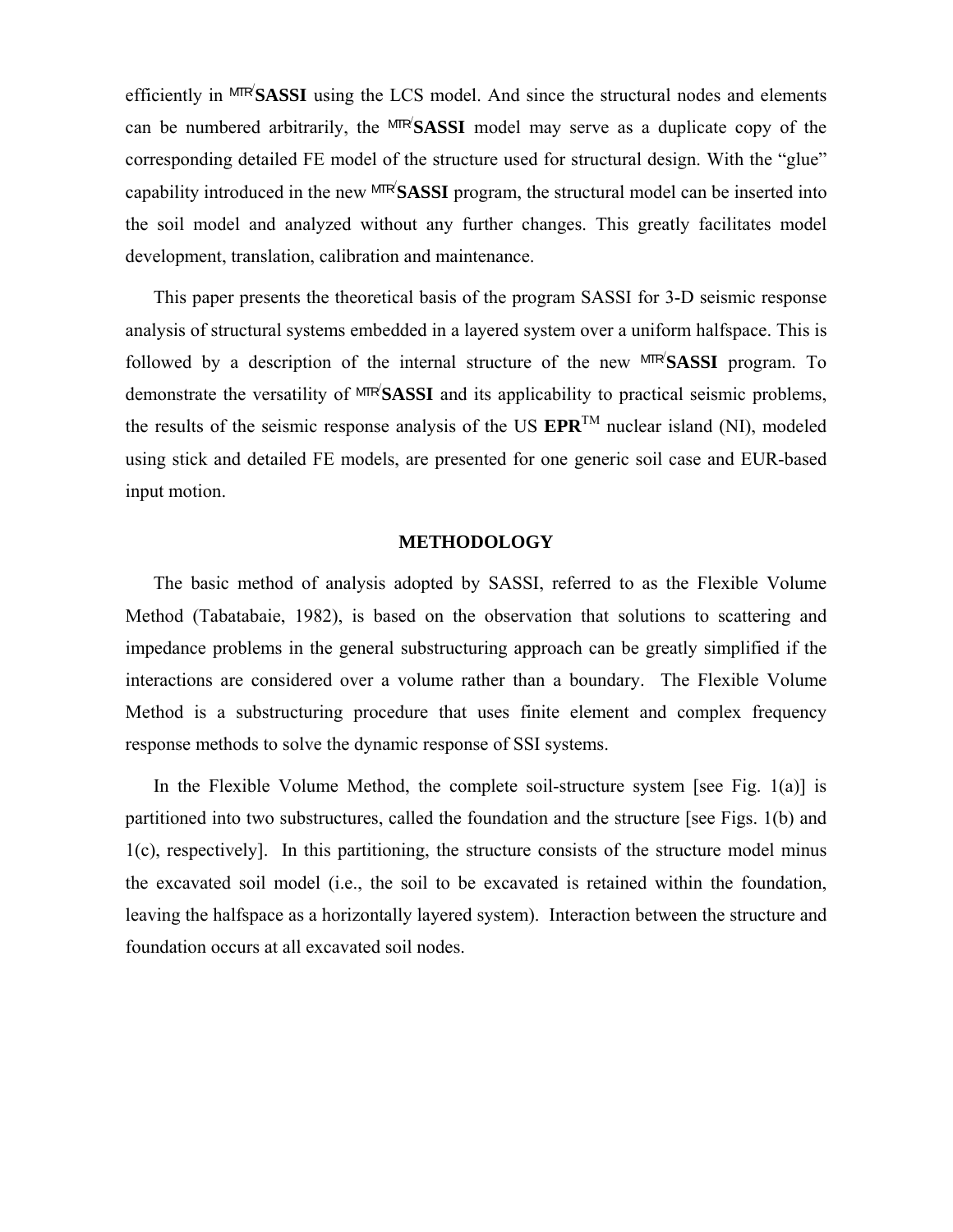efficiently in MTR/**SASSI** using the LCS model. And since the structural nodes and elements can be numbered arbitrarily, the MTR/**SASSI** model may serve as a duplicate copy of the corresponding detailed FE model of the structure used for structural design. With the "glue" capability introduced in the new MTR/**SASSI** program, the structural model can be inserted into the soil model and analyzed without any further changes. This greatly facilitates model development, translation, calibration and maintenance.

This paper presents the theoretical basis of the program SASSI for 3-D seismic response analysis of structural systems embedded in a layered system over a uniform halfspace. This is followed by a description of the internal structure of the new MTR/**SASSI** program. To demonstrate the versatility of MTR/**SASSI** and its applicability to practical seismic problems, the results of the seismic response analysis of the US **EPR**™ nuclear island (NI), modeled using stick and detailed FE models, are presented for one generic soil case and EUR-based input motion.

## METHODOLOGY

The basic method of analysis adopted by SASSI, referred to as the Flexible Volume Method (Tabatabaie, 1982), is based on the observation that solutions to scattering and impedance problems in the general substructuring approach can be greatly simplified if the interactions are considered over a volume rather than a boundary. The Flexible Volume Method is a substructuring procedure that uses finite element and complex frequency response methods to solve the dynamic response of SSI systems.

In the Flexible Volume Method, the complete soil-structure system [see Fig. 1(a)] is partitioned into two substructures, called the foundation and the structure [see Figs. 1(b) and 1(c), respectively]. In this partitioning, the structure consists of the structure model minus the excavated soil model (i.e., the soil to be excavated is retained within the foundation, leaving the halfspace as a horizontally layered system). Interaction between the structure and foundation occurs at all excavated soil nodes.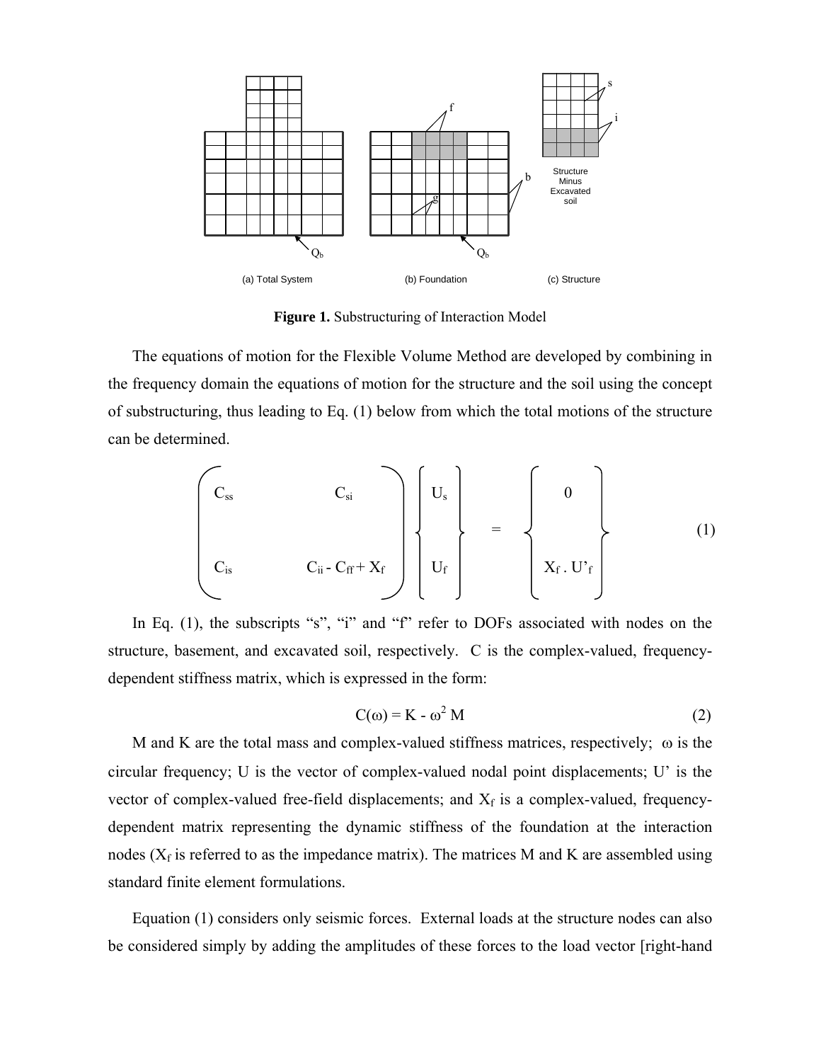Figure 1. Substructuring of Interaction Model

The equations of motion for the Flexible Volume Method are developed by combining in the frequency domain the equations of motion for the structure and the soil using the concept of substructuring, thus leading to Eq. (1) below from which the total motions of the structure can be determined.

$$
\begin{pmatrix} C_{ss} & C_{si} \\ C_{is} & C_{ii} - C_{ff} + X_f \end{pmatrix} \begin{Bmatrix} U_s \\ U_f \end{Bmatrix} = \begin{Bmatrix} 0 \\ X_f \,.\, U'_f \end{Bmatrix} \tag{1}
$$

In Eq. (1), the subscripts "s", "i" and "f" refer to DOFs associated with nodes on the structure, basement, and excavated soil, respectively. C is the complex-valued, frequency-dependent stiffness matrix, which is expressed in the form:

$$
C(\omega) = K - \omega^2 M \tag{2}
$$

M and K are the total mass and complex-valued stiffness matrices, respectively; $\omega$ is the circular frequency; U is the vector of complex-valued nodal point displacements; U' is the vector of complex-valued free-field displacements; and $X_f$ is a complex-valued, frequency-dependent matrix representing the dynamic stiffness of the foundation at the interaction nodes ($X_f$ is referred to as the impedance matrix). The matrices M and K are assembled using standard finite element formulations.

Equation (1) considers only seismic forces. External loads at the structure nodes can also be considered simply by adding the amplitudes of these forces to the load vector [right-hand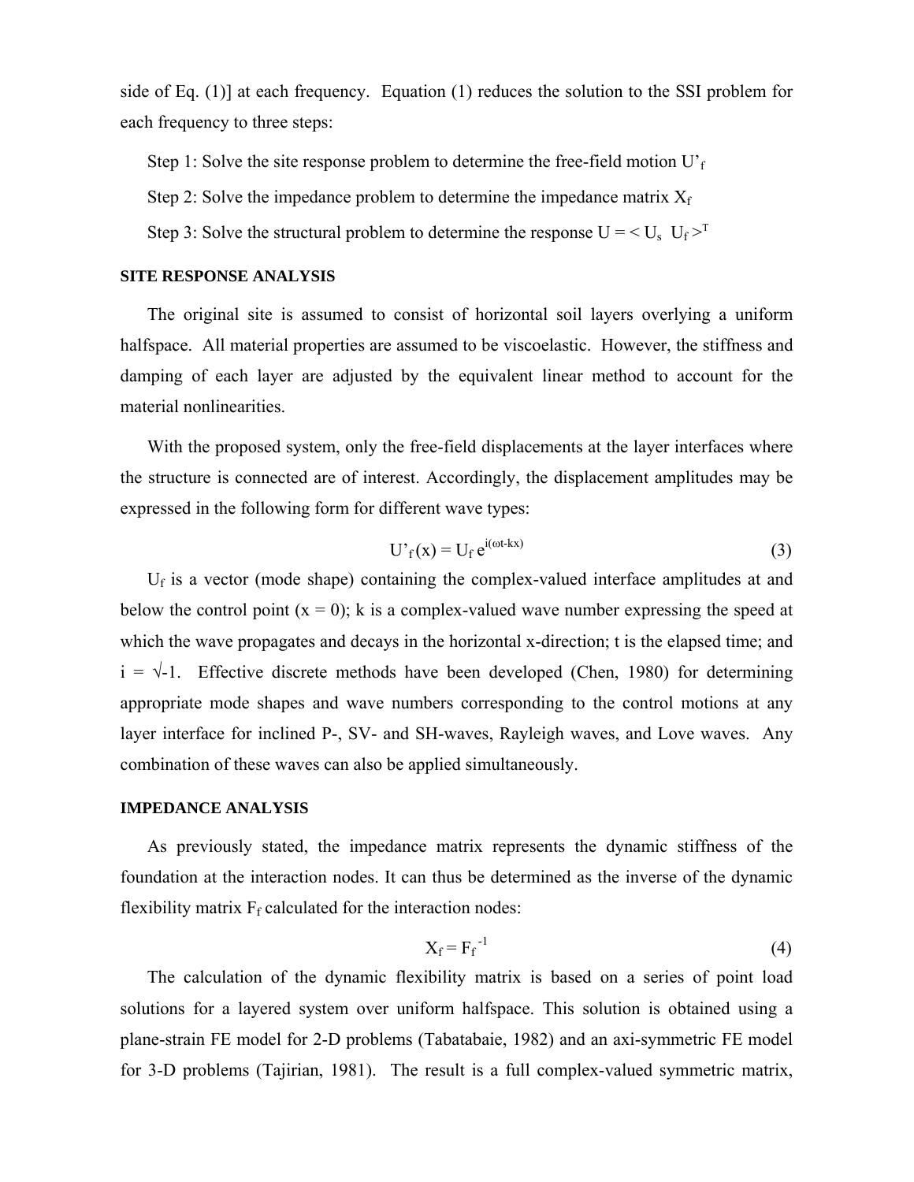side of Eq. (1)] at each frequency. Equation (1) reduces the solution to the SSI problem for each frequency to three steps:

Step 1: Solve the site response problem to determine the free-field motion $U'_f$

Step 2: Solve the impedance problem to determine the impedance matrix $X_f$

Step 3: Solve the structural problem to determine the response $U = < U_s \;\; U_f >^T$

### SITE RESPONSE ANALYSIS

The original site is assumed to consist of horizontal soil layers overlying a uniform halfspace. All material properties are assumed to be viscoelastic. However, the stiffness and damping of each layer are adjusted by the equivalent linear method to account for the material nonlinearities.

With the proposed system, only the free-field displacements at the layer interfaces where the structure is connected are of interest. Accordingly, the displacement amplitudes may be expressed in the following form for different wave types:

$$U'_f(x) = U_f \, e^{i(\omega t - kx)} \tag{3}$$

$U_f$ is a vector (mode shape) containing the complex-valued interface amplitudes at and below the control point ($x = 0$); $k$ is a complex-valued wave number expressing the speed at which the wave propagates and decays in the horizontal x-direction; $t$ is the elapsed time; and $i = \sqrt{-1}$. Effective discrete methods have been developed (Chen, 1980) for determining appropriate mode shapes and wave numbers corresponding to the control motions at any layer interface for inclined P-, SV- and SH-waves, Rayleigh waves, and Love waves. Any combination of these waves can also be applied simultaneously.

### IMPEDANCE ANALYSIS

As previously stated, the impedance matrix represents the dynamic stiffness of the foundation at the interaction nodes. It can thus be determined as the inverse of the dynamic flexibility matrix $F_f$ calculated for the interaction nodes:

$$X_f = F_f^{-1} \tag{4}$$

The calculation of the dynamic flexibility matrix is based on a series of point load solutions for a layered system over uniform halfspace. This solution is obtained using a plane-strain FE model for 2-D problems (Tabatabaie, 1982) and an axi-symmetric FE model for 3-D problems (Tajirian, 1981). The result is a full complex-valued symmetric matrix,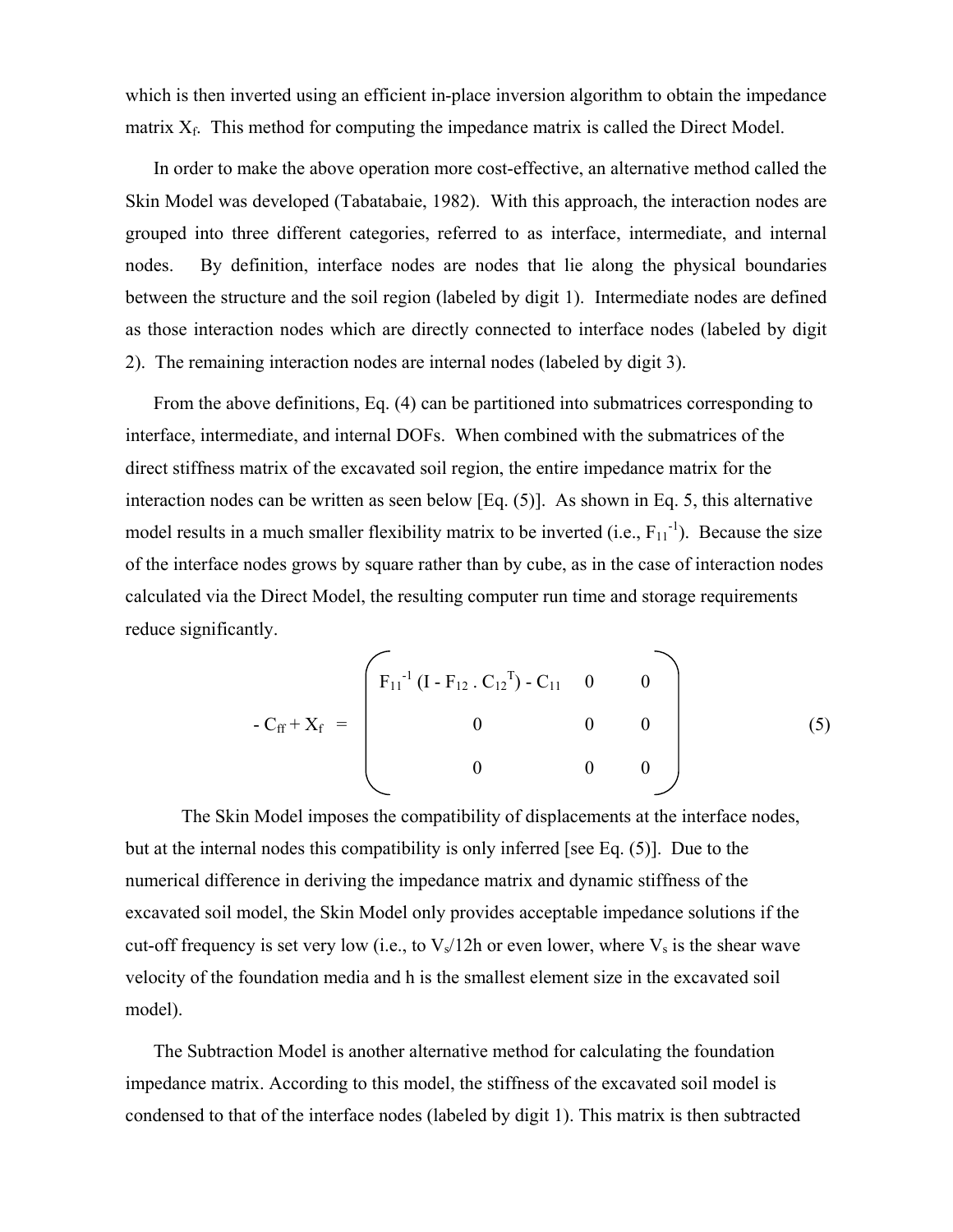which is then inverted using an efficient in-place inversion algorithm to obtain the impedance matrix $X_f$. This method for computing the impedance matrix is called the Direct Model.

In order to make the above operation more cost-effective, an alternative method called the Skin Model was developed (Tabatabaie, 1982). With this approach, the interaction nodes are grouped into three different categories, referred to as interface, intermediate, and internal nodes. By definition, interface nodes are nodes that lie along the physical boundaries between the structure and the soil region (labeled by digit 1). Intermediate nodes are defined as those interaction nodes which are directly connected to interface nodes (labeled by digit 2). The remaining interaction nodes are internal nodes (labeled by digit 3).

From the above definitions, Eq. (4) can be partitioned into submatrices corresponding to interface, intermediate, and internal DOFs. When combined with the submatrices of the direct stiffness matrix of the excavated soil region, the entire impedance matrix for the interaction nodes can be written as seen below [Eq. (5)]. As shown in Eq. 5, this alternative model results in a much smaller flexibility matrix to be inverted (i.e., $F_{11}^{-1}$). Because the size of the interface nodes grows by square rather than by cube, as in the case of interaction nodes calculated via the Direct Model, the resulting computer run time and storage requirements reduce significantly.

$$- C_{ff} + X_f = \begin{pmatrix} F_{11}^{-1} (I - F_{12} \cdot C_{12}^{T}) - C_{11} & 0 & 0 \\ 0 & 0 & 0 \\ 0 & 0 & 0 \end{pmatrix} \tag{5}$$

The Skin Model imposes the compatibility of displacements at the interface nodes, but at the internal nodes this compatibility is only inferred [see Eq. (5)]. Due to the numerical difference in deriving the impedance matrix and dynamic stiffness of the excavated soil model, the Skin Model only provides acceptable impedance solutions if the cut-off frequency is set very low (i.e., to $V_s/12h$ or even lower, where $V_s$ is the shear wave velocity of the foundation media and h is the smallest element size in the excavated soil model).

The Subtraction Model is another alternative method for calculating the foundation impedance matrix. According to this model, the stiffness of the excavated soil model is condensed to that of the interface nodes (labeled by digit 1). This matrix is then subtracted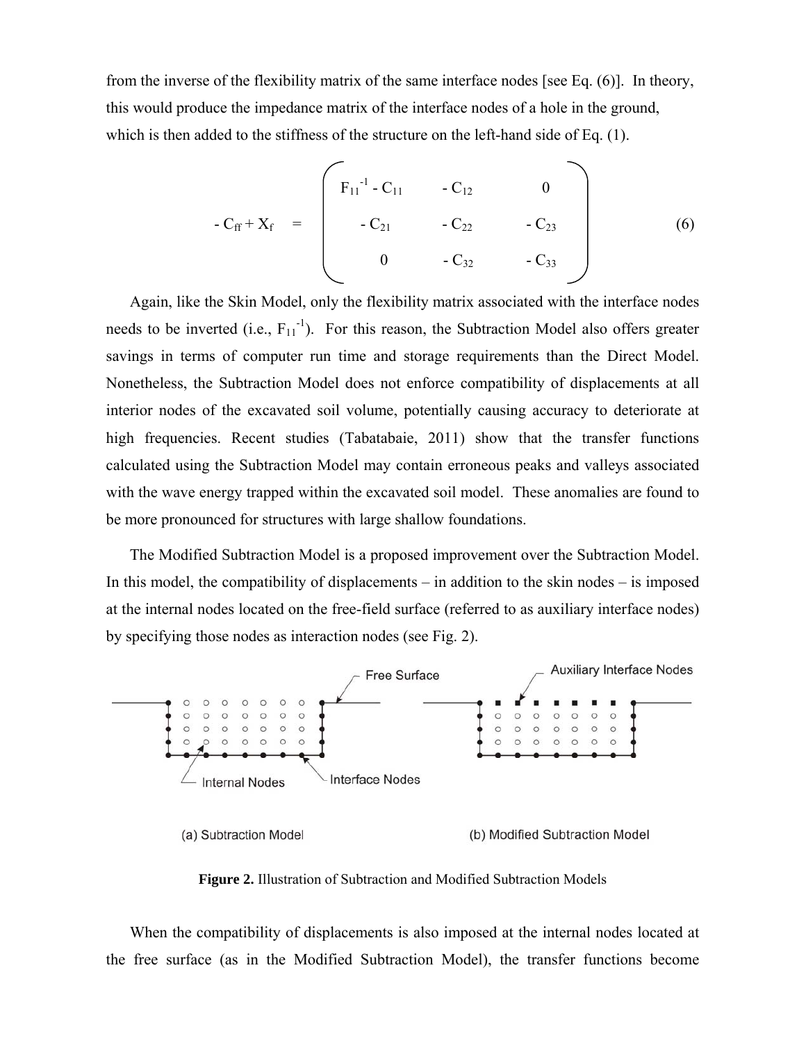from the inverse of the flexibility matrix of the same interface nodes [see Eq. (6)]. In theory, this would produce the impedance matrix of the interface nodes of a hole in the ground, which is then added to the stiffness of the structure on the left-hand side of Eq. (1).

$$
- C_{ff} + X_f = \begin{pmatrix} F_{11}^{-1} - C_{11} & - C_{12} & 0 \\ - C_{21} & - C_{22} & - C_{23} \\ 0 & - C_{32} & - C_{33} \end{pmatrix} \tag{6}
$$

Again, like the Skin Model, only the flexibility matrix associated with the interface nodes needs to be inverted (i.e., $F_{11}^{-1}$). For this reason, the Subtraction Model also offers greater savings in terms of computer run time and storage requirements than the Direct Model. Nonetheless, the Subtraction Model does not enforce compatibility of displacements at all interior nodes of the excavated soil volume, potentially causing accuracy to deteriorate at high frequencies. Recent studies (Tabatabaie, 2011) show that the transfer functions calculated using the Subtraction Model may contain erroneous peaks and valleys associated with the wave energy trapped within the excavated soil model. These anomalies are found to be more pronounced for structures with large shallow foundations.

The Modified Subtraction Model is a proposed improvement over the Subtraction Model. In this model, the compatibility of displacements – in addition to the skin nodes – is imposed at the internal nodes located on the free-field surface (referred to as auxiliary interface nodes) by specifying those nodes as interaction nodes (see Fig. 2).

Free Surface | Auxiliary Interface Nodes | Internal Nodes | Interface Nodes

(a) Subtraction Model (b) Modified Subtraction Model

**Figure 2.** Illustration of Subtraction and Modified Subtraction Models

When the compatibility of displacements is also imposed at the internal nodes located at the free surface (as in the Modified Subtraction Model), the transfer functions become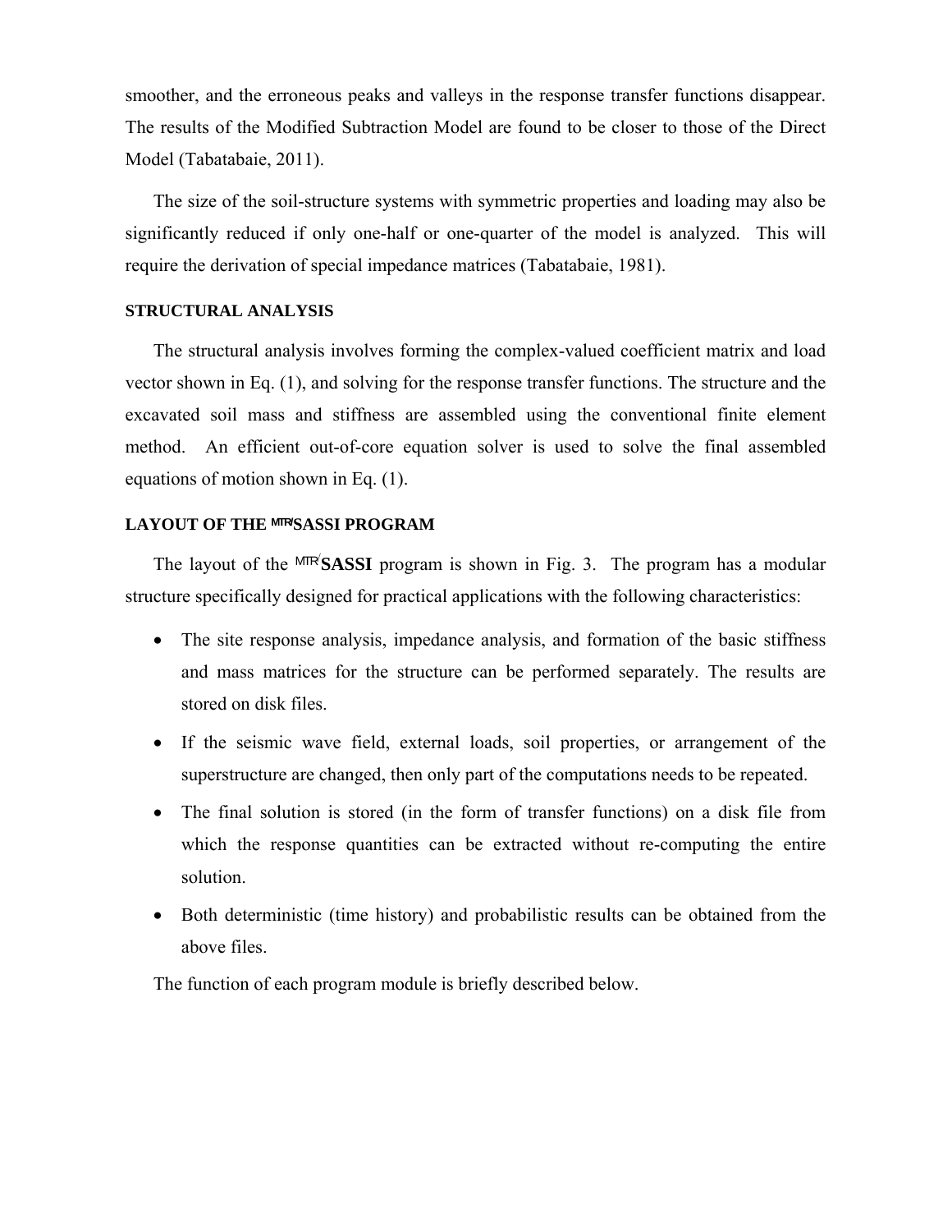smoother, and the erroneous peaks and valleys in the response transfer functions disappear. The results of the Modified Subtraction Model are found to be closer to those of the Direct Model (Tabatabaie, 2011).

The size of the soil-structure systems with symmetric properties and loading may also be significantly reduced if only one-half or one-quarter of the model is analyzed. This will require the derivation of special impedance matrices (Tabatabaie, 1981).

### STRUCTURAL ANALYSIS

The structural analysis involves forming the complex-valued coefficient matrix and load vector shown in Eq. (1), and solving for the response transfer functions. The structure and the excavated soil mass and stiffness are assembled using the conventional finite element method. An efficient out-of-core equation solver is used to solve the final assembled equations of motion shown in Eq. (1).

### LAYOUT OF THE MTR/SASSI PROGRAM

The layout of the MTR/**SASSI** program is shown in Fig. 3. The program has a modular structure specifically designed for practical applications with the following characteristics:

- The site response analysis, impedance analysis, and formation of the basic stiffness and mass matrices for the structure can be performed separately. The results are stored on disk files.
- If the seismic wave field, external loads, soil properties, or arrangement of the superstructure are changed, then only part of the computations needs to be repeated.
- The final solution is stored (in the form of transfer functions) on a disk file from which the response quantities can be extracted without re-computing the entire solution.
- Both deterministic (time history) and probabilistic results can be obtained from the above files.

The function of each program module is briefly described below.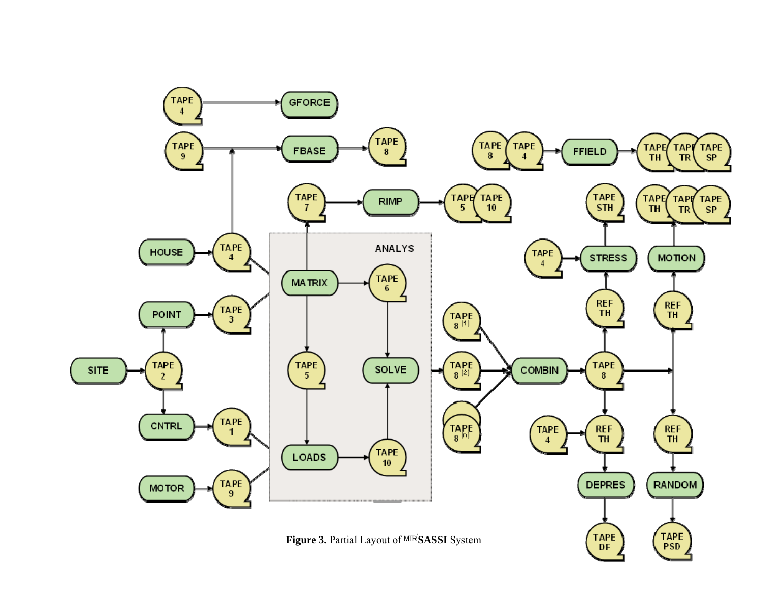**Figure 3.** Partial Layout of $^{MTR}$SASSI System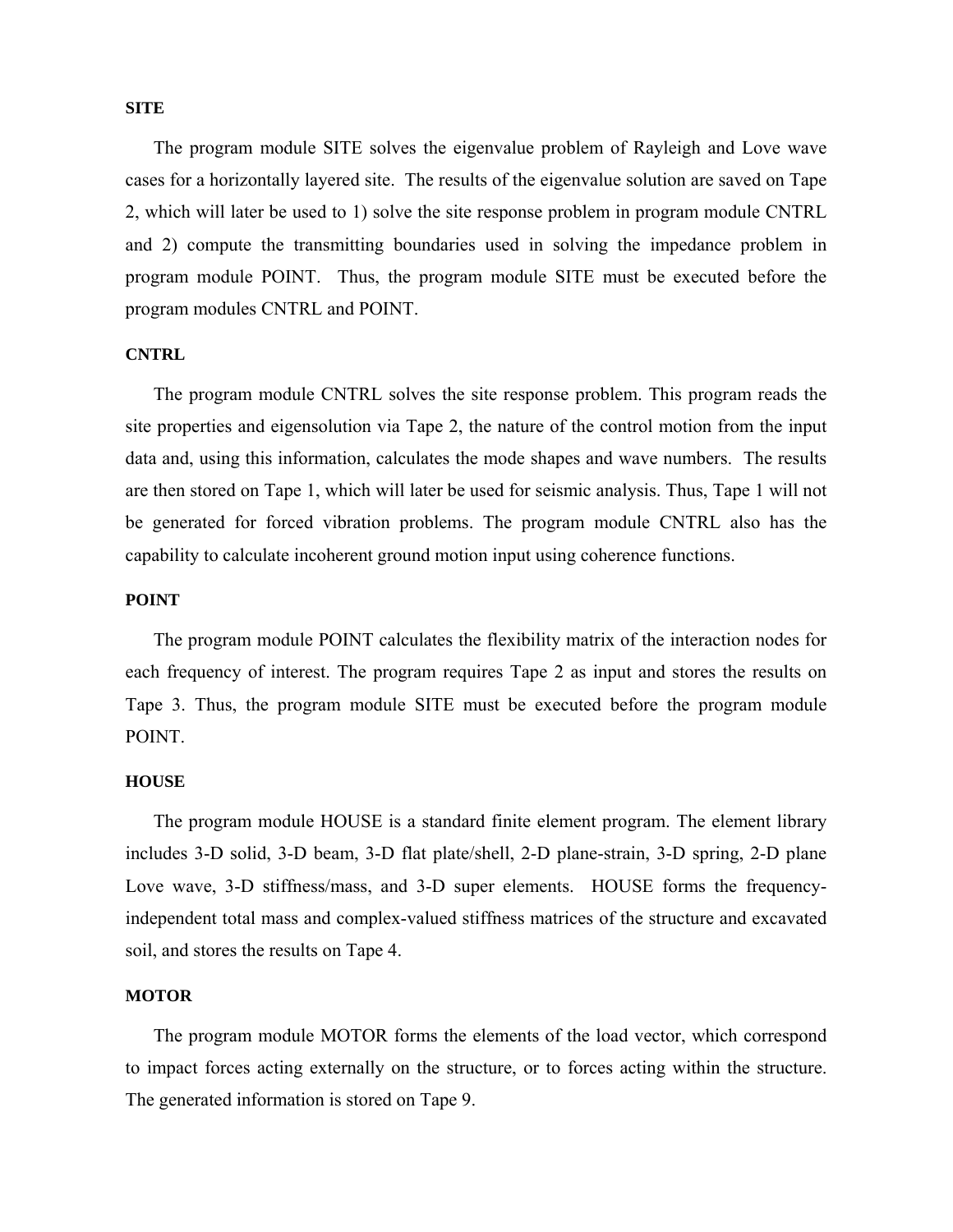### SITE

The program module SITE solves the eigenvalue problem of Rayleigh and Love wave cases for a horizontally layered site. The results of the eigenvalue solution are saved on Tape 2, which will later be used to 1) solve the site response problem in program module CNTRL and 2) compute the transmitting boundaries used in solving the impedance problem in program module POINT. Thus, the program module SITE must be executed before the program modules CNTRL and POINT.

### CNTRL

The program module CNTRL solves the site response problem. This program reads the site properties and eigensolution via Tape 2, the nature of the control motion from the input data and, using this information, calculates the mode shapes and wave numbers. The results are then stored on Tape 1, which will later be used for seismic analysis. Thus, Tape 1 will not be generated for forced vibration problems. The program module CNTRL also has the capability to calculate incoherent ground motion input using coherence functions.

### POINT

The program module POINT calculates the flexibility matrix of the interaction nodes for each frequency of interest. The program requires Tape 2 as input and stores the results on Tape 3. Thus, the program module SITE must be executed before the program module POINT.

### HOUSE

The program module HOUSE is a standard finite element program. The element library includes 3-D solid, 3-D beam, 3-D flat plate/shell, 2-D plane-strain, 3-D spring, 2-D plane Love wave, 3-D stiffness/mass, and 3-D super elements. HOUSE forms the frequency-independent total mass and complex-valued stiffness matrices of the structure and excavated soil, and stores the results on Tape 4.

### MOTOR

The program module MOTOR forms the elements of the load vector, which correspond to impact forces acting externally on the structure, or to forces acting within the structure. The generated information is stored on Tape 9.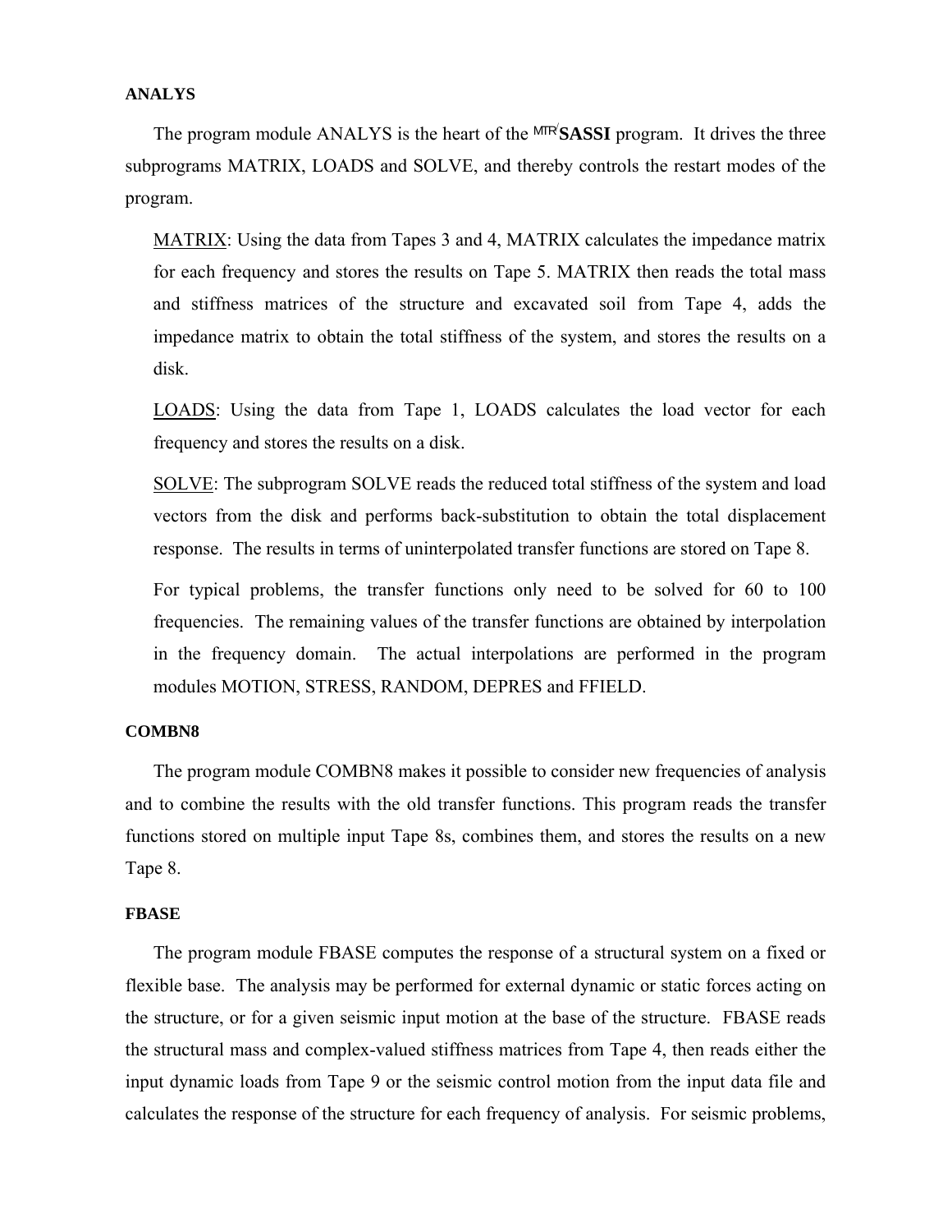**ANALYS**

The program module ANALYS is the heart of the $^{MTR/}$**SASSI** program. It drives the three subprograms MATRIX, LOADS and SOLVE, and thereby controls the restart modes of the program.

<u>MATRIX</u>: Using the data from Tapes 3 and 4, MATRIX calculates the impedance matrix for each frequency and stores the results on Tape 5. MATRIX then reads the total mass and stiffness matrices of the structure and excavated soil from Tape 4, adds the impedance matrix to obtain the total stiffness of the system, and stores the results on a disk.

<u>LOADS</u>: Using the data from Tape 1, LOADS calculates the load vector for each frequency and stores the results on a disk.

<u>SOLVE</u>: The subprogram SOLVE reads the reduced total stiffness of the system and load vectors from the disk and performs back-substitution to obtain the total displacement response. The results in terms of uninterpolated transfer functions are stored on Tape 8.

For typical problems, the transfer functions only need to be solved for 60 to 100 frequencies. The remaining values of the transfer functions are obtained by interpolation in the frequency domain. The actual interpolations are performed in the program modules MOTION, STRESS, RANDOM, DEPRES and FFIELD.

**COMBN8**

The program module COMBN8 makes it possible to consider new frequencies of analysis and to combine the results with the old transfer functions. This program reads the transfer functions stored on multiple input Tape 8s, combines them, and stores the results on a new Tape 8.

**FBASE**

The program module FBASE computes the response of a structural system on a fixed or flexible base. The analysis may be performed for external dynamic or static forces acting on the structure, or for a given seismic input motion at the base of the structure. FBASE reads the structural mass and complex-valued stiffness matrices from Tape 4, then reads either the input dynamic loads from Tape 9 or the seismic control motion from the input data file and calculates the response of the structure for each frequency of analysis. For seismic problems,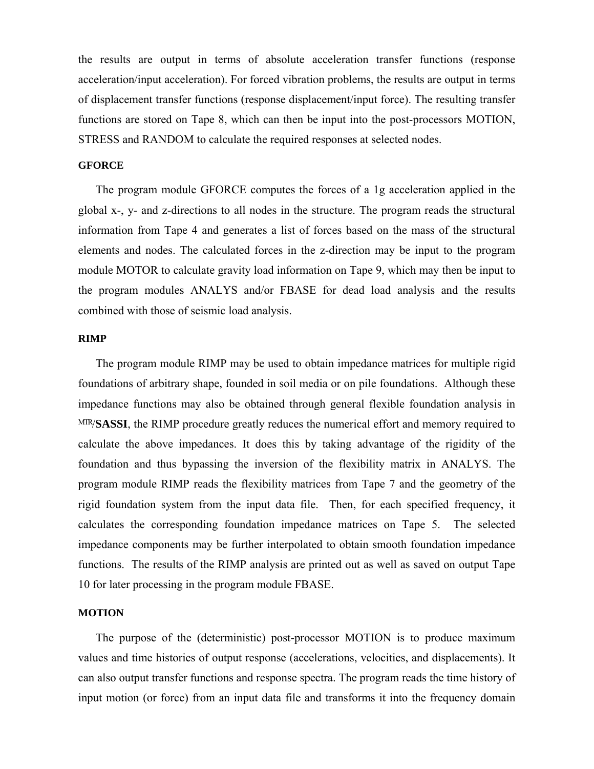the results are output in terms of absolute acceleration transfer functions (response acceleration/input acceleration). For forced vibration problems, the results are output in terms of displacement transfer functions (response displacement/input force). The resulting transfer functions are stored on Tape 8, which can then be input into the post-processors MOTION, STRESS and RANDOM to calculate the required responses at selected nodes.

### GFORCE

The program module GFORCE computes the forces of a 1g acceleration applied in the global x-, y- and z-directions to all nodes in the structure. The program reads the structural information from Tape 4 and generates a list of forces based on the mass of the structural elements and nodes. The calculated forces in the z-direction may be input to the program module MOTOR to calculate gravity load information on Tape 9, which may then be input to the program modules ANALYS and/or FBASE for dead load analysis and the results combined with those of seismic load analysis.

### RIMP

The program module RIMP may be used to obtain impedance matrices for multiple rigid foundations of arbitrary shape, founded in soil media or on pile foundations. Although these impedance functions may also be obtained through general flexible foundation analysis in MTR/**SASSI**, the RIMP procedure greatly reduces the numerical effort and memory required to calculate the above impedances. It does this by taking advantage of the rigidity of the foundation and thus bypassing the inversion of the flexibility matrix in ANALYS. The program module RIMP reads the flexibility matrices from Tape 7 and the geometry of the rigid foundation system from the input data file. Then, for each specified frequency, it calculates the corresponding foundation impedance matrices on Tape 5. The selected impedance components may be further interpolated to obtain smooth foundation impedance functions. The results of the RIMP analysis are printed out as well as saved on output Tape 10 for later processing in the program module FBASE.

### MOTION

The purpose of the (deterministic) post-processor MOTION is to produce maximum values and time histories of output response (accelerations, velocities, and displacements). It can also output transfer functions and response spectra. The program reads the time history of input motion (or force) from an input data file and transforms it into the frequency domain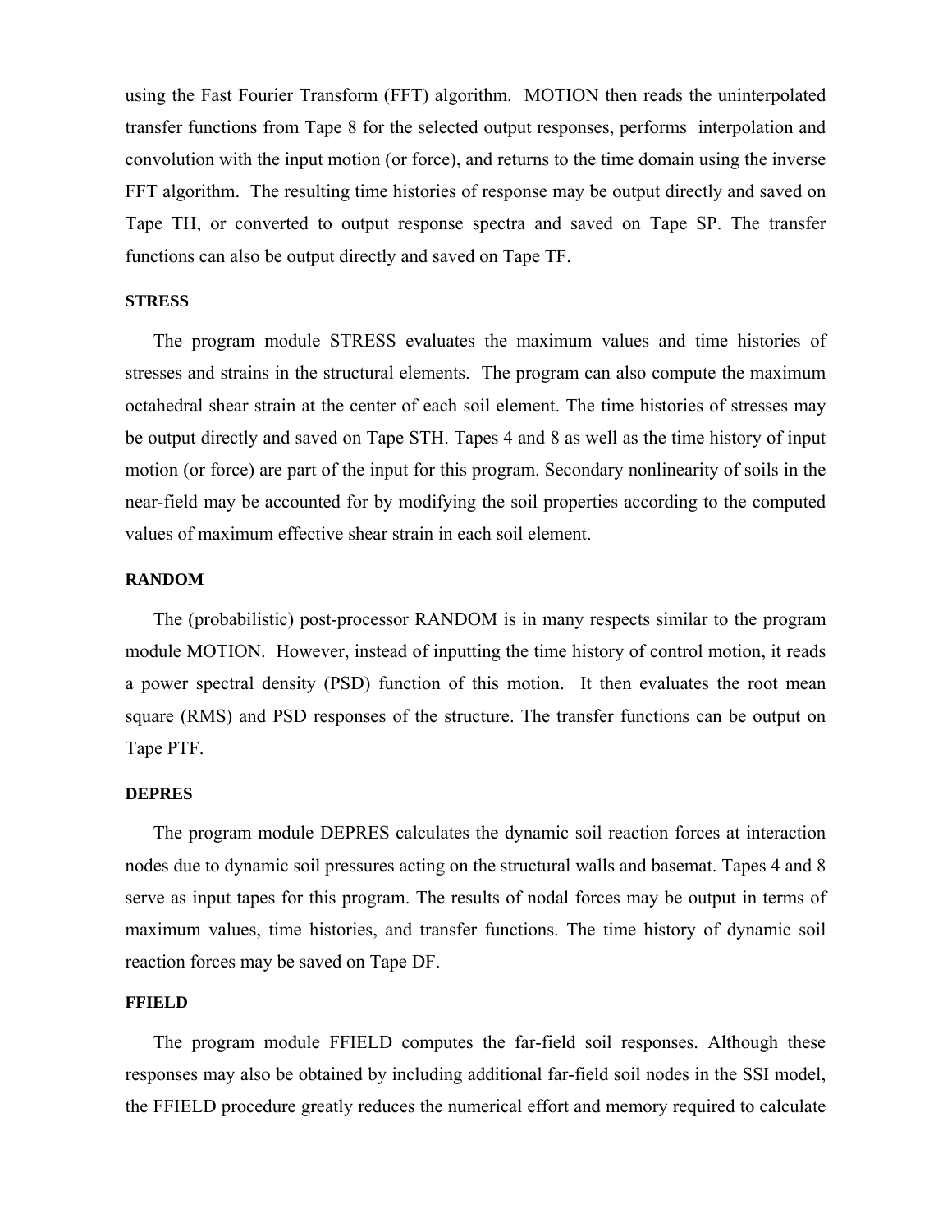using the Fast Fourier Transform (FFT) algorithm. MOTION then reads the uninterpolated transfer functions from Tape 8 for the selected output responses, performs interpolation and convolution with the input motion (or force), and returns to the time domain using the inverse FFT algorithm. The resulting time histories of response may be output directly and saved on Tape TH, or converted to output response spectra and saved on Tape SP. The transfer functions can also be output directly and saved on Tape TF.

#### STRESS

The program module STRESS evaluates the maximum values and time histories of stresses and strains in the structural elements. The program can also compute the maximum octahedral shear strain at the center of each soil element. The time histories of stresses may be output directly and saved on Tape STH. Tapes 4 and 8 as well as the time history of input motion (or force) are part of the input for this program. Secondary nonlinearity of soils in the near-field may be accounted for by modifying the soil properties according to the computed values of maximum effective shear strain in each soil element.

#### RANDOM

The (probabilistic) post-processor RANDOM is in many respects similar to the program module MOTION. However, instead of inputting the time history of control motion, it reads a power spectral density (PSD) function of this motion. It then evaluates the root mean square (RMS) and PSD responses of the structure. The transfer functions can be output on Tape PTF.

#### DEPRES

The program module DEPRES calculates the dynamic soil reaction forces at interaction nodes due to dynamic soil pressures acting on the structural walls and basemat. Tapes 4 and 8 serve as input tapes for this program. The results of nodal forces may be output in terms of maximum values, time histories, and transfer functions. The time history of dynamic soil reaction forces may be saved on Tape DF.

#### FFIELD

The program module FFIELD computes the far-field soil responses. Although these responses may also be obtained by including additional far-field soil nodes in the SSI model, the FFIELD procedure greatly reduces the numerical effort and memory required to calculate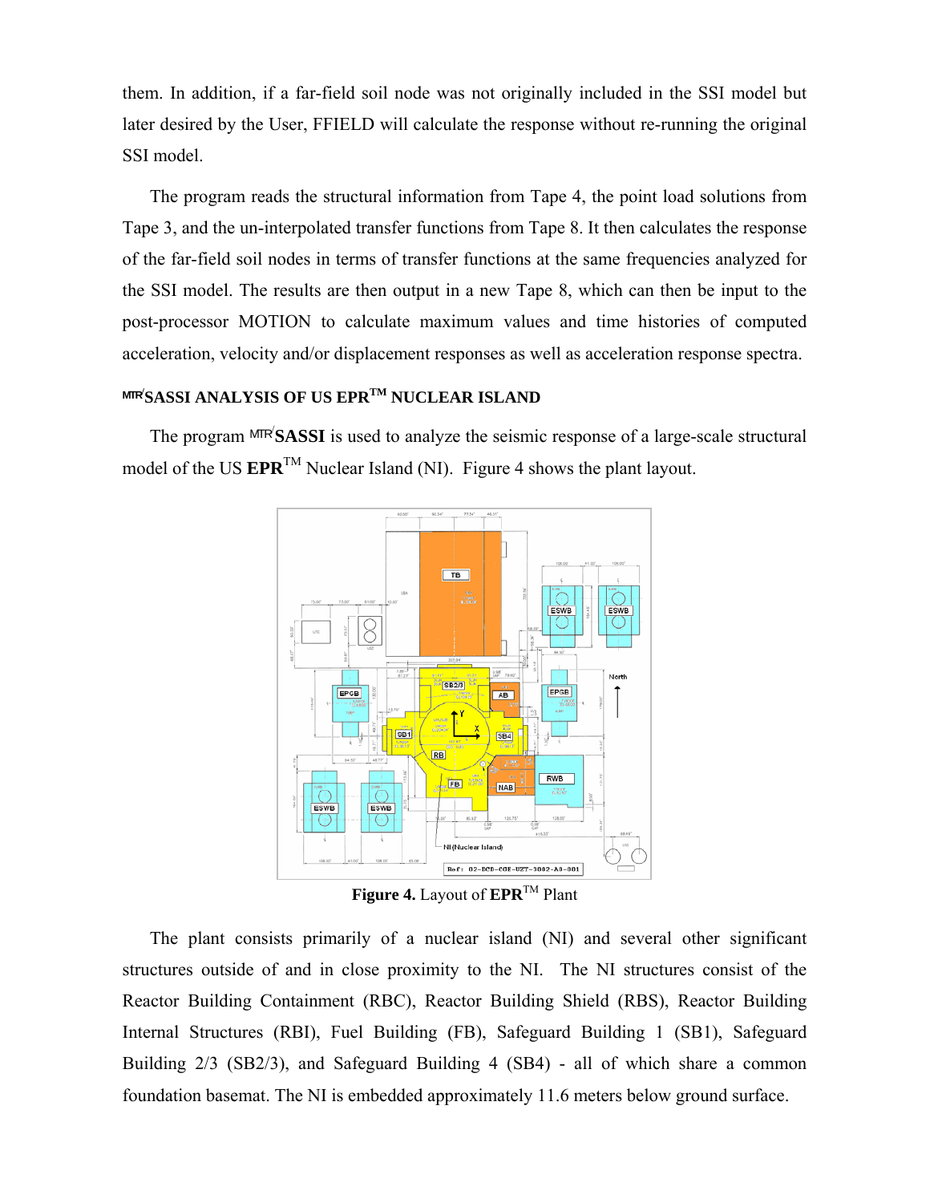them. In addition, if a far-field soil node was not originally included in the SSI model but later desired by the User, FFIELD will calculate the response without re-running the original SSI model.

The program reads the structural information from Tape 4, the point load solutions from Tape 3, and the un-interpolated transfer functions from Tape 8. It then calculates the response of the far-field soil nodes in terms of transfer functions at the same frequencies analyzed for the SSI model. The results are then output in a new Tape 8, which can then be input to the post-processor MOTION to calculate maximum values and time histories of computed acceleration, velocity and/or displacement responses as well as acceleration response spectra.

## MTR/SASSI ANALYSIS OF US EPR™ NUCLEAR ISLAND

The program MTR/**SASSI** is used to analyze the seismic response of a large-scale structural model of the US **EPR**™ Nuclear Island (NI). Figure 4 shows the plant layout.

**Figure 4.** Layout of **EPR**™ Plant

The plant consists primarily of a nuclear island (NI) and several other significant structures outside of and in close proximity to the NI. The NI structures consist of the Reactor Building Containment (RBC), Reactor Building Shield (RBS), Reactor Building Internal Structures (RBI), Fuel Building (FB), Safeguard Building 1 (SB1), Safeguard Building 2/3 (SB2/3), and Safeguard Building 4 (SB4) - all of which share a common foundation basemat. The NI is embedded approximately 11.6 meters below ground surface.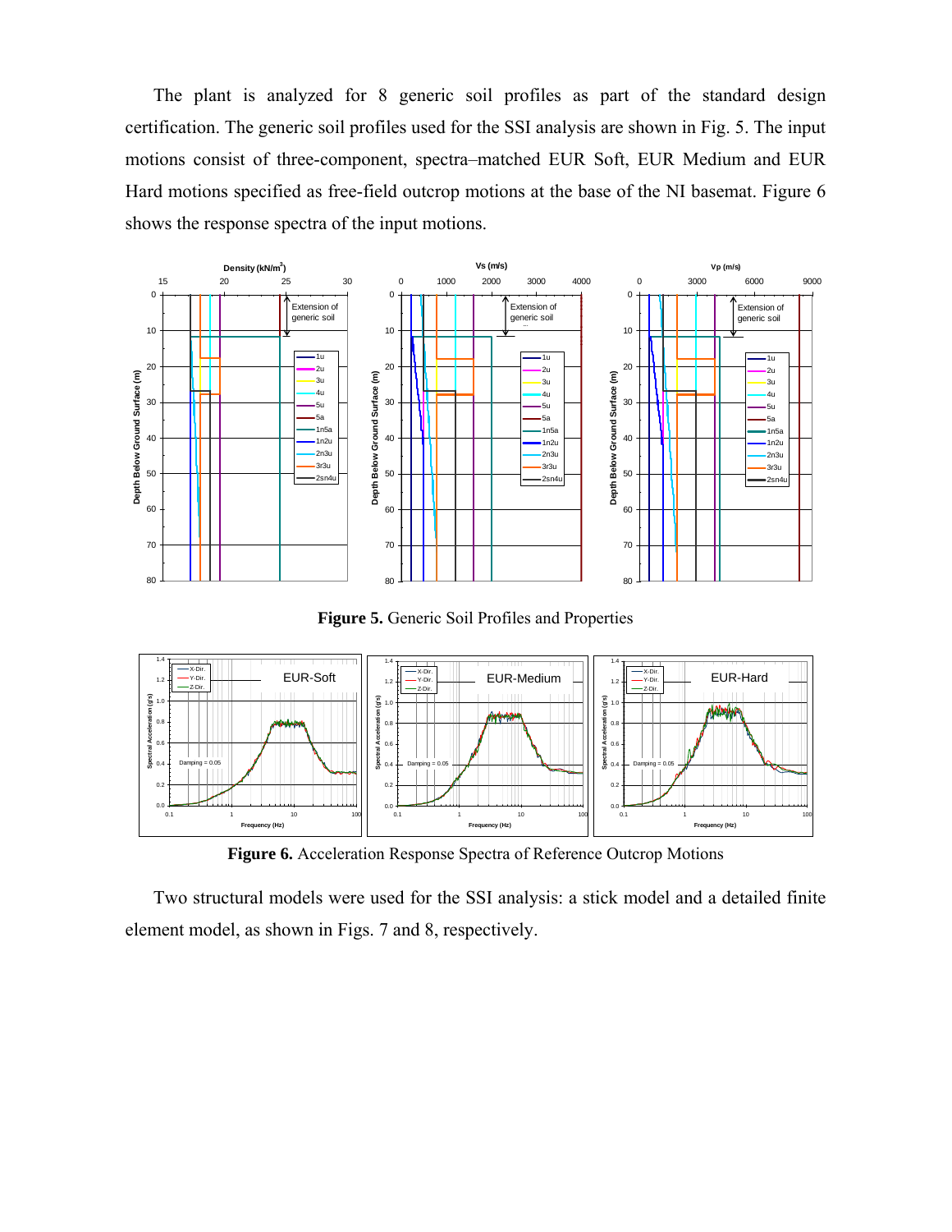The plant is analyzed for 8 generic soil profiles as part of the standard design certification. The generic soil profiles used for the SSI analysis are shown in Fig. 5. The input motions consist of three-component, spectra–matched EUR Soft, EUR Medium and EUR Hard motions specified as free-field outcrop motions at the base of the NI basemat. Figure 6 shows the response spectra of the input motions.

**Figure 5.** Generic Soil Profiles and Properties

**Figure 6.** Acceleration Response Spectra of Reference Outcrop Motions

Two structural models were used for the SSI analysis: a stick model and a detailed finite element model, as shown in Figs. 7 and 8, respectively.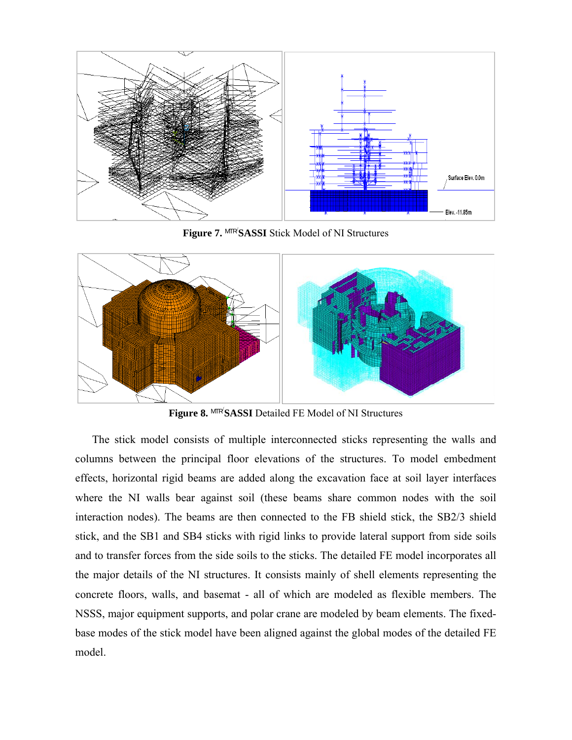**Figure 7.** MTR/**SASSI** Stick Model of NI Structures

**Figure 8.** MTR/**SASSI** Detailed FE Model of NI Structures

The stick model consists of multiple interconnected sticks representing the walls and columns between the principal floor elevations of the structures. To model embedment effects, horizontal rigid beams are added along the excavation face at soil layer interfaces where the NI walls bear against soil (these beams share common nodes with the soil interaction nodes). The beams are then connected to the FB shield stick, the SB2/3 shield stick, and the SB1 and SB4 sticks with rigid links to provide lateral support from side soils and to transfer forces from the side soils to the sticks. The detailed FE model incorporates all the major details of the NI structures. It consists mainly of shell elements representing the concrete floors, walls, and basemat - all of which are modeled as flexible members. The NSSS, major equipment supports, and polar crane are modeled by beam elements. The fixed-base modes of the stick model have been aligned against the global modes of the detailed FE model.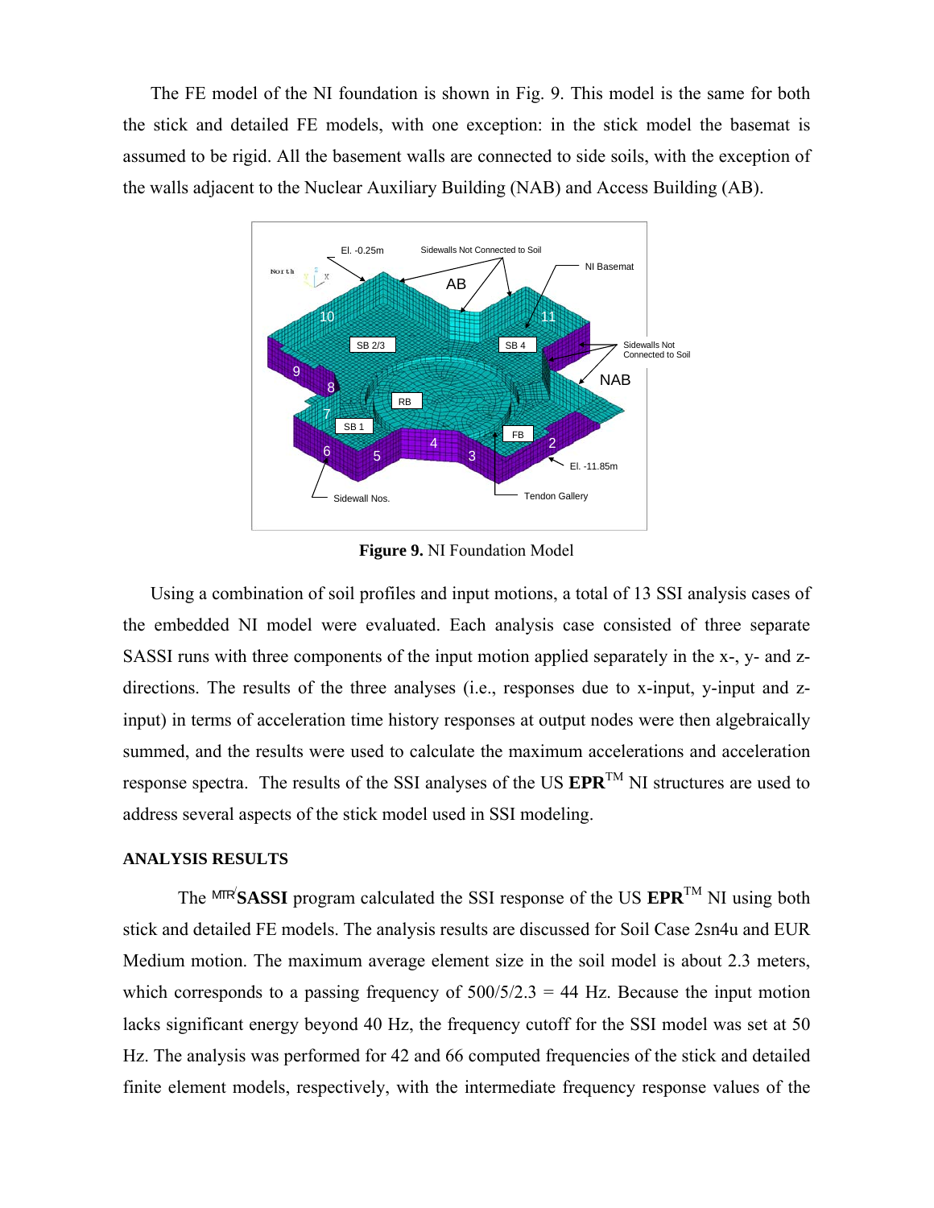The FE model of the NI foundation is shown in Fig. 9. This model is the same for both the stick and detailed FE models, with one exception: in the stick model the basemat is assumed to be rigid. All the basement walls are connected to side soils, with the exception of the walls adjacent to the Nuclear Auxiliary Building (NAB) and Access Building (AB).

**Figure 9.** NI Foundation Model

Using a combination of soil profiles and input motions, a total of 13 SSI analysis cases of the embedded NI model were evaluated. Each analysis case consisted of three separate SASSI runs with three components of the input motion applied separately in the x-, y- and z-directions. The results of the three analyses (i.e., responses due to x-input, y-input and z-input) in terms of acceleration time history responses at output nodes were then algebraically summed, and the results were used to calculate the maximum accelerations and acceleration response spectra. The results of the SSI analyses of the US **EPR**™ NI structures are used to address several aspects of the stick model used in SSI modeling.

## ANALYSIS RESULTS

The MTR/**SASSI** program calculated the SSI response of the US **EPR**™ NI using both stick and detailed FE models. The analysis results are discussed for Soil Case 2sn4u and EUR Medium motion. The maximum average element size in the soil model is about 2.3 meters, which corresponds to a passing frequency of 500/5/2.3 = 44 Hz. Because the input motion lacks significant energy beyond 40 Hz, the frequency cutoff for the SSI model was set at 50 Hz. The analysis was performed for 42 and 66 computed frequencies of the stick and detailed finite element models, respectively, with the intermediate frequency response values of the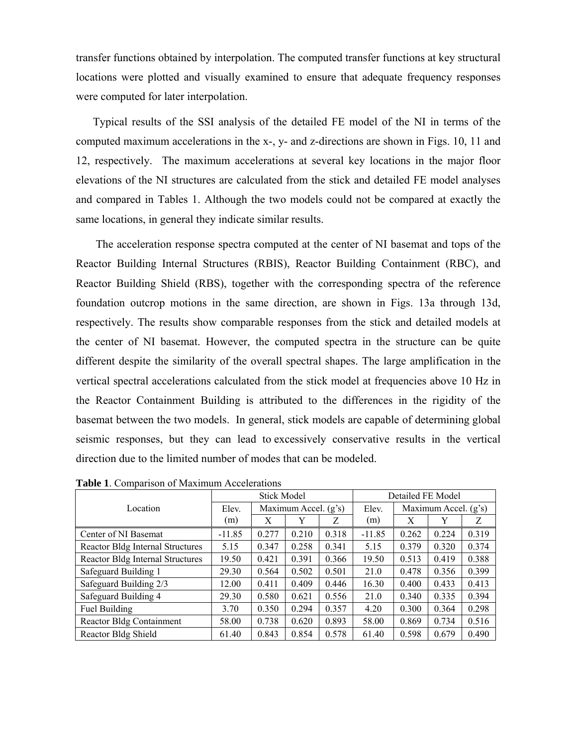transfer functions obtained by interpolation. The computed transfer functions at key structural locations were plotted and visually examined to ensure that adequate frequency responses were computed for later interpolation.

Typical results of the SSI analysis of the detailed FE model of the NI in terms of the computed maximum accelerations in the x-, y- and z-directions are shown in Figs. 10, 11 and 12, respectively. The maximum accelerations at several key locations in the major floor elevations of the NI structures are calculated from the stick and detailed FE model analyses and compared in Tables 1. Although the two models could not be compared at exactly the same locations, in general they indicate similar results.

The acceleration response spectra computed at the center of NI basemat and tops of the Reactor Building Internal Structures (RBIS), Reactor Building Containment (RBC), and Reactor Building Shield (RBS), together with the corresponding spectra of the reference foundation outcrop motions in the same direction, are shown in Figs. 13a through 13d, respectively. The results show comparable responses from the stick and detailed models at the center of NI basemat. However, the computed spectra in the structure can be quite different despite the similarity of the overall spectral shapes. The large amplification in the vertical spectral accelerations calculated from the stick model at frequencies above 10 Hz in the Reactor Containment Building is attributed to the differences in the rigidity of the basemat between the two models. In general, stick models are capable of determining global seismic responses, but they can lead to excessively conservative results in the vertical direction due to the limited number of modes that can be modeled.

**Table 1**. Comparison of Maximum Accelerations

| Location | Stick Model | | | | Detailed FE Model | | | |
|---|---|---|---|---|---|---|---|---|
| | Elev. (m) | Maximum Accel. (g's) | | | Elev. (m) | Maximum Accel. (g's) | | |
| | | X | Y | Z | | X | Y | Z |
| Center of NI Basemat | -11.85 | 0.277 | 0.210 | 0.318 | -11.85 | 0.262 | 0.224 | 0.319 |
| Reactor Bldg Internal Structures | 5.15 | 0.347 | 0.258 | 0.341 | 5.15 | 0.379 | 0.320 | 0.374 |
| Reactor Bldg Internal Structures | 19.50 | 0.421 | 0.391 | 0.366 | 19.50 | 0.513 | 0.419 | 0.388 |
| Safeguard Building 1 | 29.30 | 0.564 | 0.502 | 0.501 | 21.0 | 0.478 | 0.356 | 0.399 |
| Safeguard Building 2/3 | 12.00 | 0.411 | 0.409 | 0.446 | 16.30 | 0.400 | 0.433 | 0.413 |
| Safeguard Building 4 | 29.30 | 0.580 | 0.621 | 0.556 | 21.0 | 0.340 | 0.335 | 0.394 |
| Fuel Building | 3.70 | 0.350 | 0.294 | 0.357 | 4.20 | 0.300 | 0.364 | 0.298 |
| Reactor Bldg Containment | 58.00 | 0.738 | 0.620 | 0.893 | 58.00 | 0.869 | 0.734 | 0.516 |
| Reactor Bldg Shield | 61.40 | 0.843 | 0.854 | 0.578 | 61.40 | 0.598 | 0.679 | 0.490 |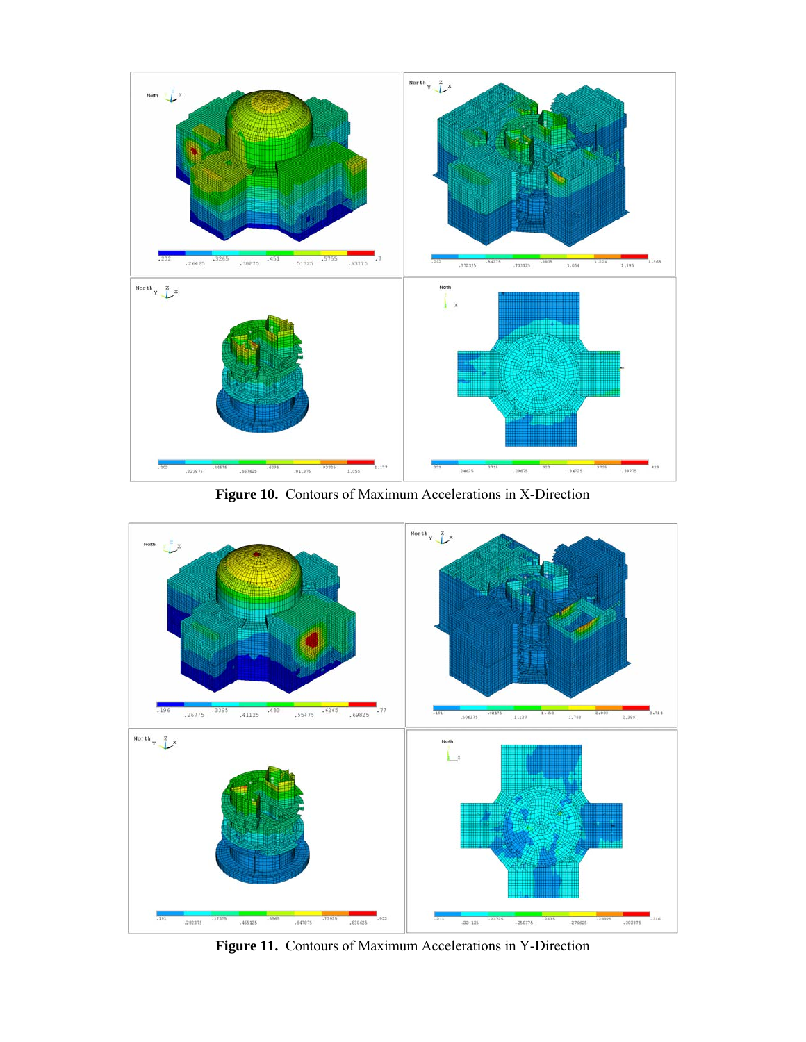**Figure 10.** Contours of Maximum Accelerations in X-Direction

**Figure 11.** Contours of Maximum Accelerations in Y-Direction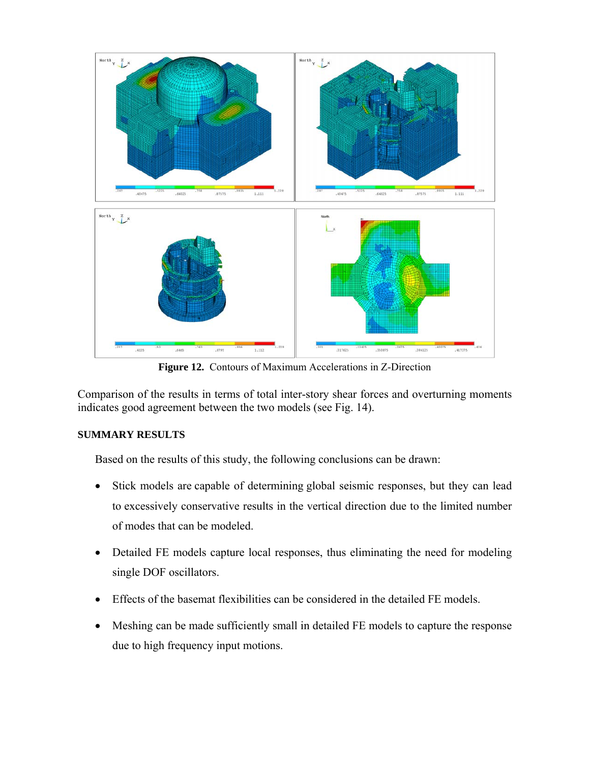**Figure 12.** Contours of Maximum Accelerations in Z-Direction

Comparison of the results in terms of total inter-story shear forces and overturning moments indicates good agreement between the two models (see Fig. 14).

## SUMMARY RESULTS

Based on the results of this study, the following conclusions can be drawn:

- Stick models are capable of determining global seismic responses, but they can lead to excessively conservative results in the vertical direction due to the limited number of modes that can be modeled.
- Detailed FE models capture local responses, thus eliminating the need for modeling single DOF oscillators.
- Effects of the basemat flexibilities can be considered in the detailed FE models.
- Meshing can be made sufficiently small in detailed FE models to capture the response due to high frequency input motions.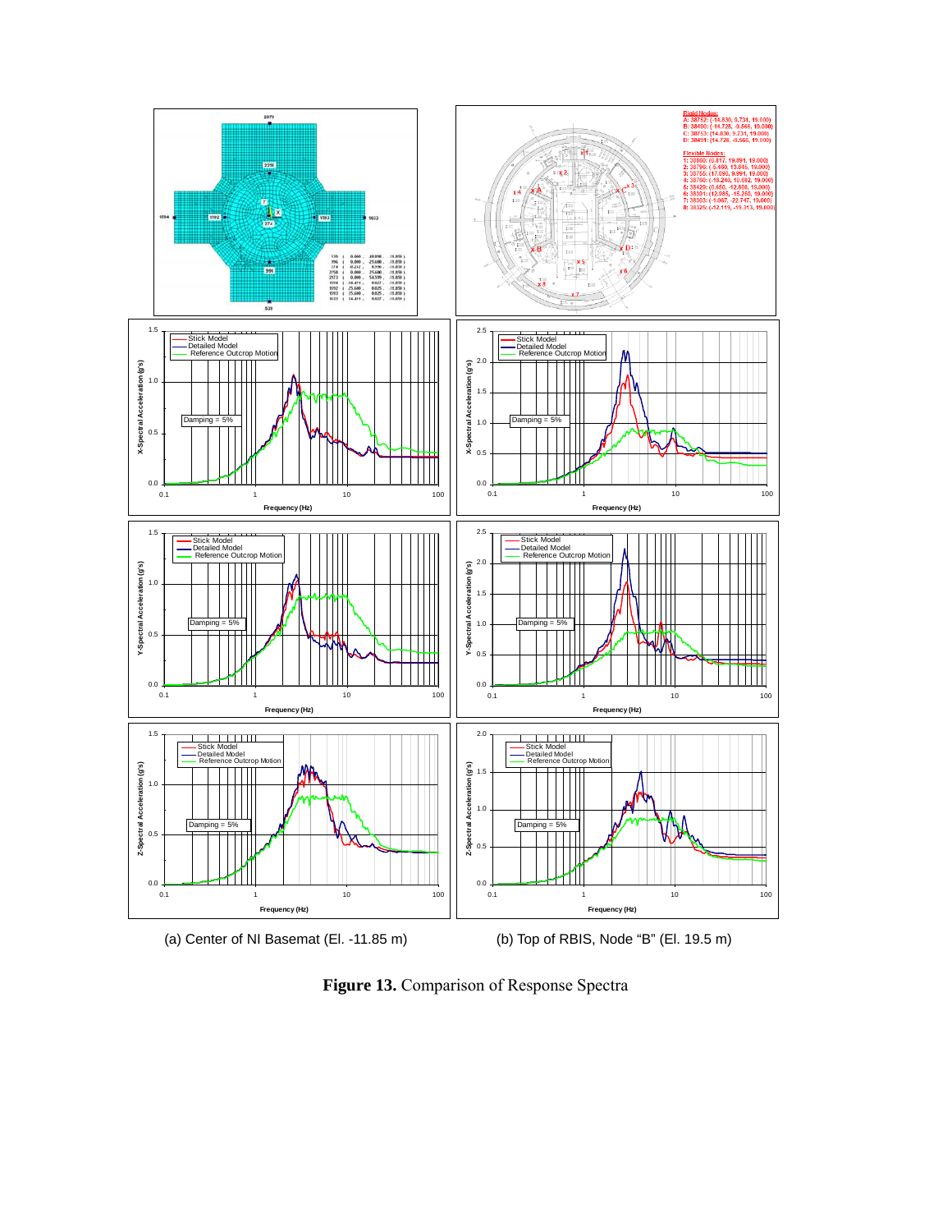(a) Center of NI Basemat (El. -11.85 m)

(b) Top of RBIS, Node "B" (El. 19.5 m)

**Figure 13.** Comparison of Response Spectra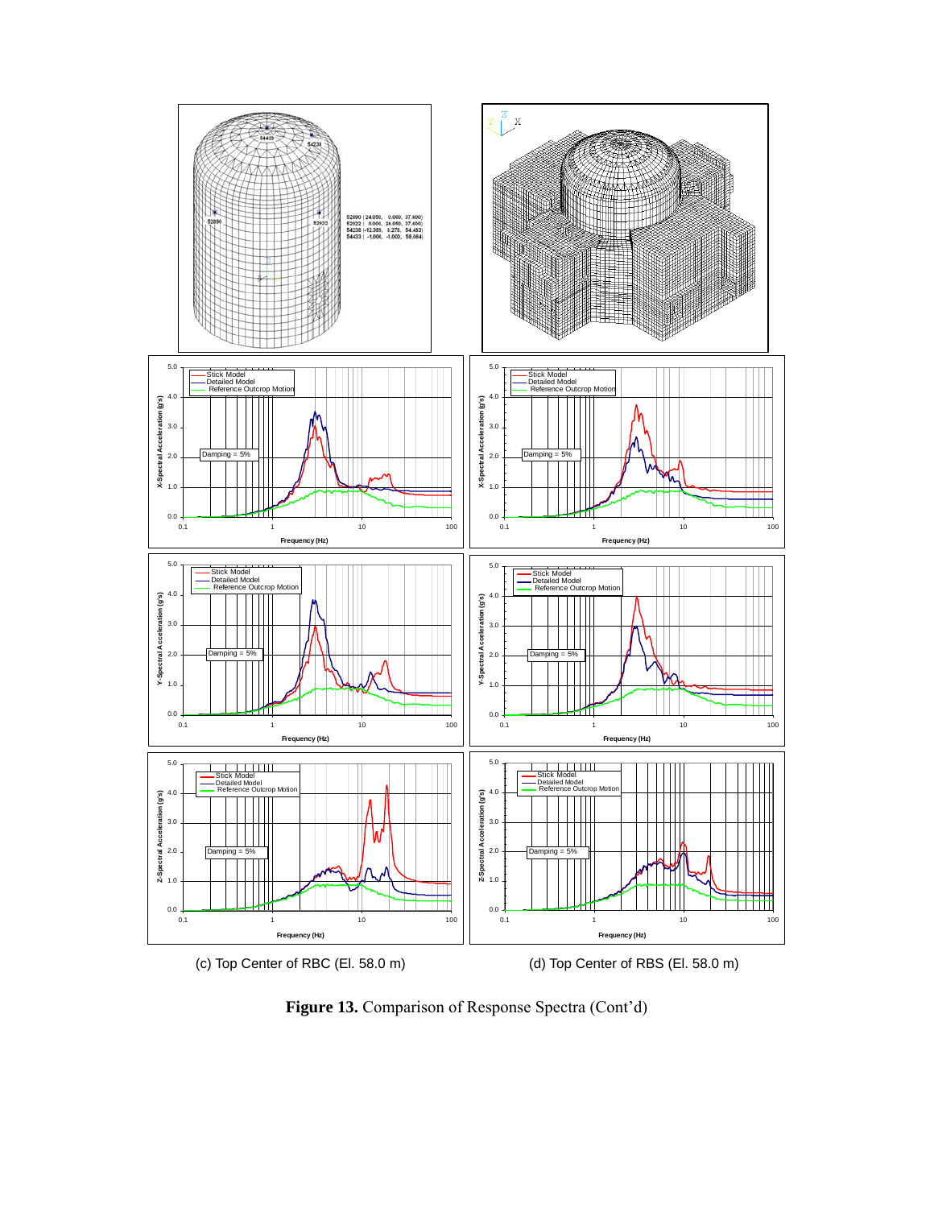(c) Top Center of RBC (El. 58.0 m)

(d) Top Center of RBS (El. 58.0 m)

**Figure 13.** Comparison of Response Spectra (Cont'd)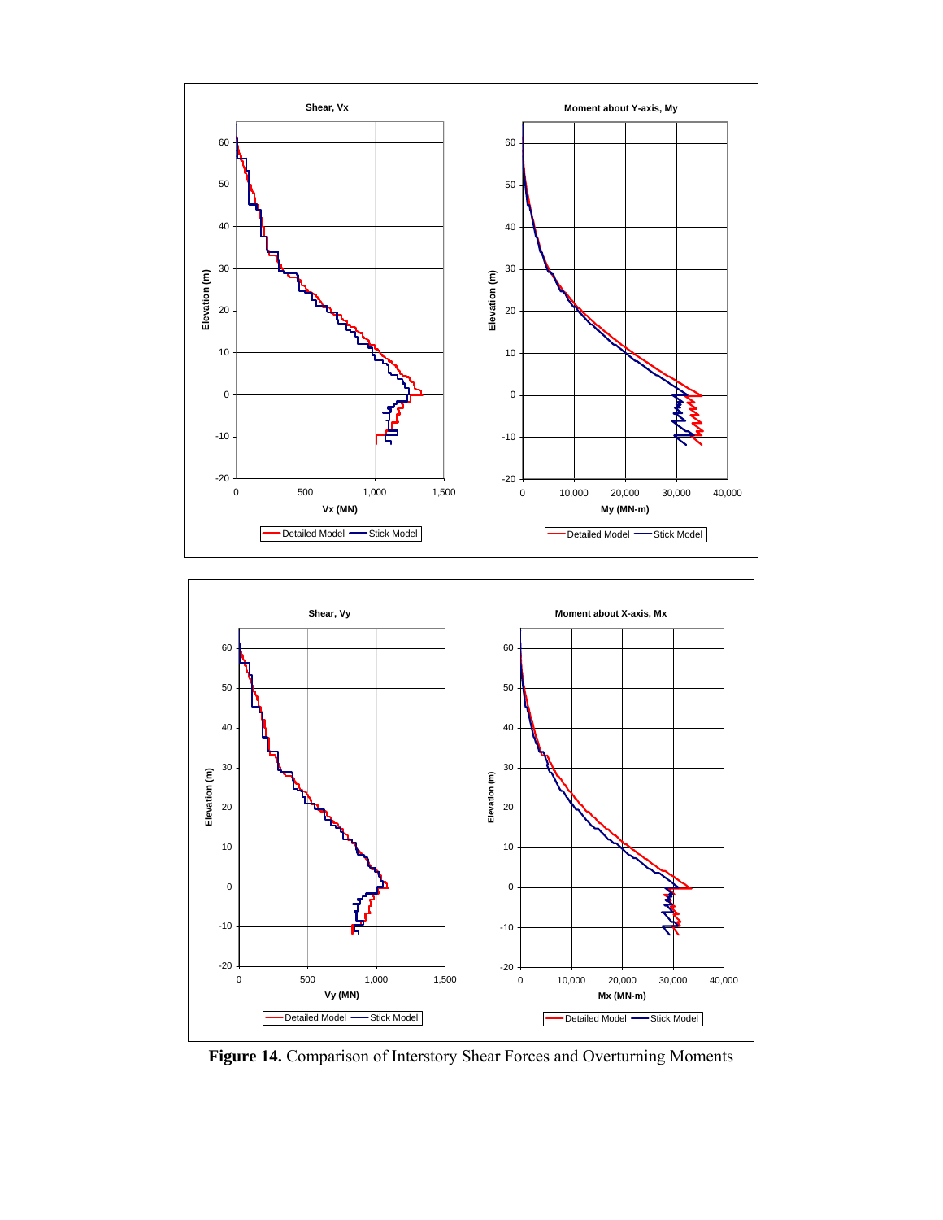**Figure 14.** Comparison of Interstory Shear Forces and Overturning Moments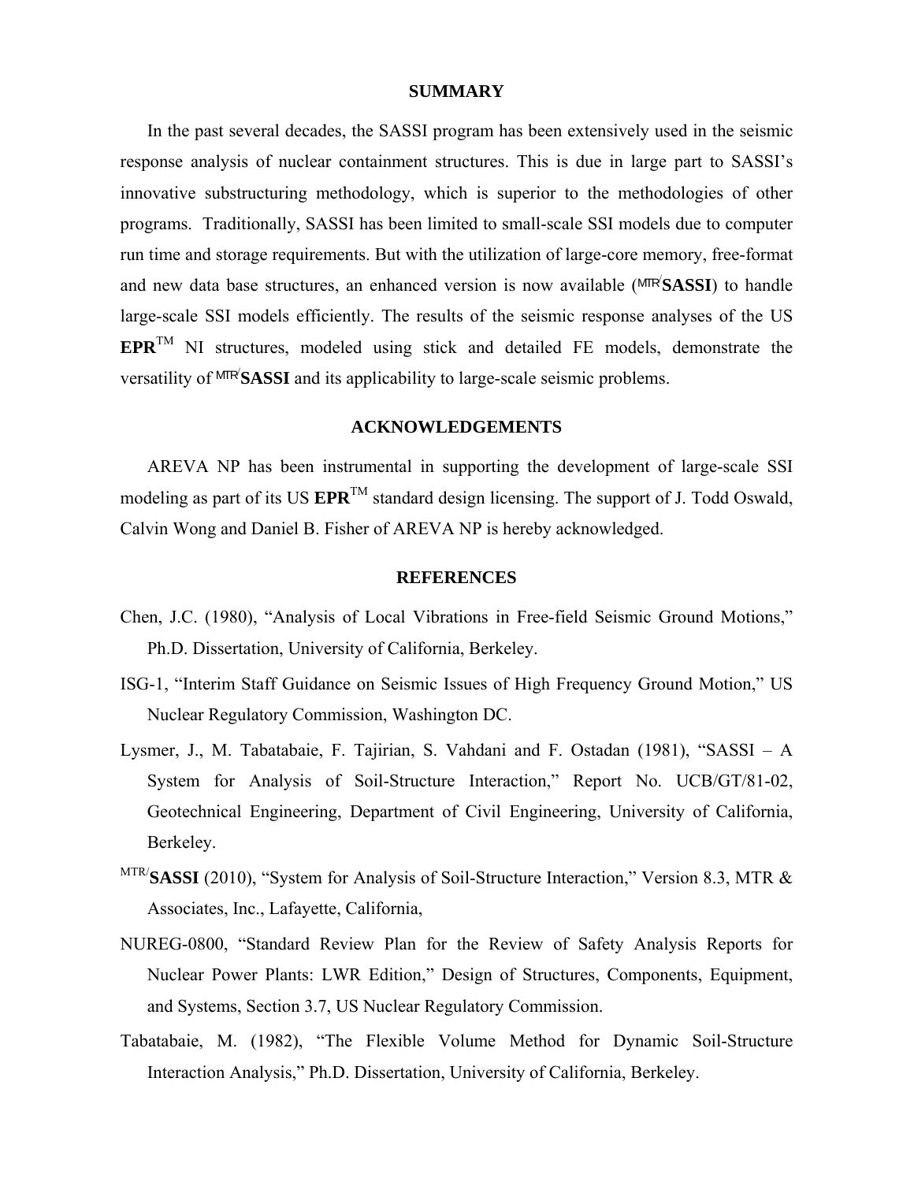## SUMMARY

In the past several decades, the SASSI program has been extensively used in the seismic response analysis of nuclear containment structures. This is due in large part to SASSI's innovative substructuring methodology, which is superior to the methodologies of other programs. Traditionally, SASSI has been limited to small-scale SSI models due to computer run time and storage requirements. But with the utilization of large-core memory, free-format and new data base structures, an enhanced version is now available ($^{MTR/}$**SASSI**) to handle large-scale SSI models efficiently. The results of the seismic response analyses of the US **EPR**$^{TM}$ NI structures, modeled using stick and detailed FE models, demonstrate the versatility of $^{MTR/}$**SASSI** and its applicability to large-scale seismic problems.

## ACKNOWLEDGEMENTS

AREVA NP has been instrumental in supporting the development of large-scale SSI modeling as part of its US **EPR**$^{TM}$ standard design licensing. The support of J. Todd Oswald, Calvin Wong and Daniel B. Fisher of AREVA NP is hereby acknowledged.

## REFERENCES

Chen, J.C. (1980), "Analysis of Local Vibrations in Free-field Seismic Ground Motions," Ph.D. Dissertation, University of California, Berkeley.

ISG-1, "Interim Staff Guidance on Seismic Issues of High Frequency Ground Motion," US Nuclear Regulatory Commission, Washington DC.

Lysmer, J., M. Tabatabaie, F. Tajirian, S. Vahdani and F. Ostadan (1981), "SASSI – A System for Analysis of Soil-Structure Interaction," Report No. UCB/GT/81-02, Geotechnical Engineering, Department of Civil Engineering, University of California, Berkeley.

$^{MTR/}$**SASSI** (2010), "System for Analysis of Soil-Structure Interaction," Version 8.3, MTR & Associates, Inc., Lafayette, California,

NUREG-0800, "Standard Review Plan for the Review of Safety Analysis Reports for Nuclear Power Plants: LWR Edition," Design of Structures, Components, Equipment, and Systems, Section 3.7, US Nuclear Regulatory Commission.

Tabatabaie, M. (1982), "The Flexible Volume Method for Dynamic Soil-Structure Interaction Analysis," Ph.D. Dissertation, University of California, Berkeley.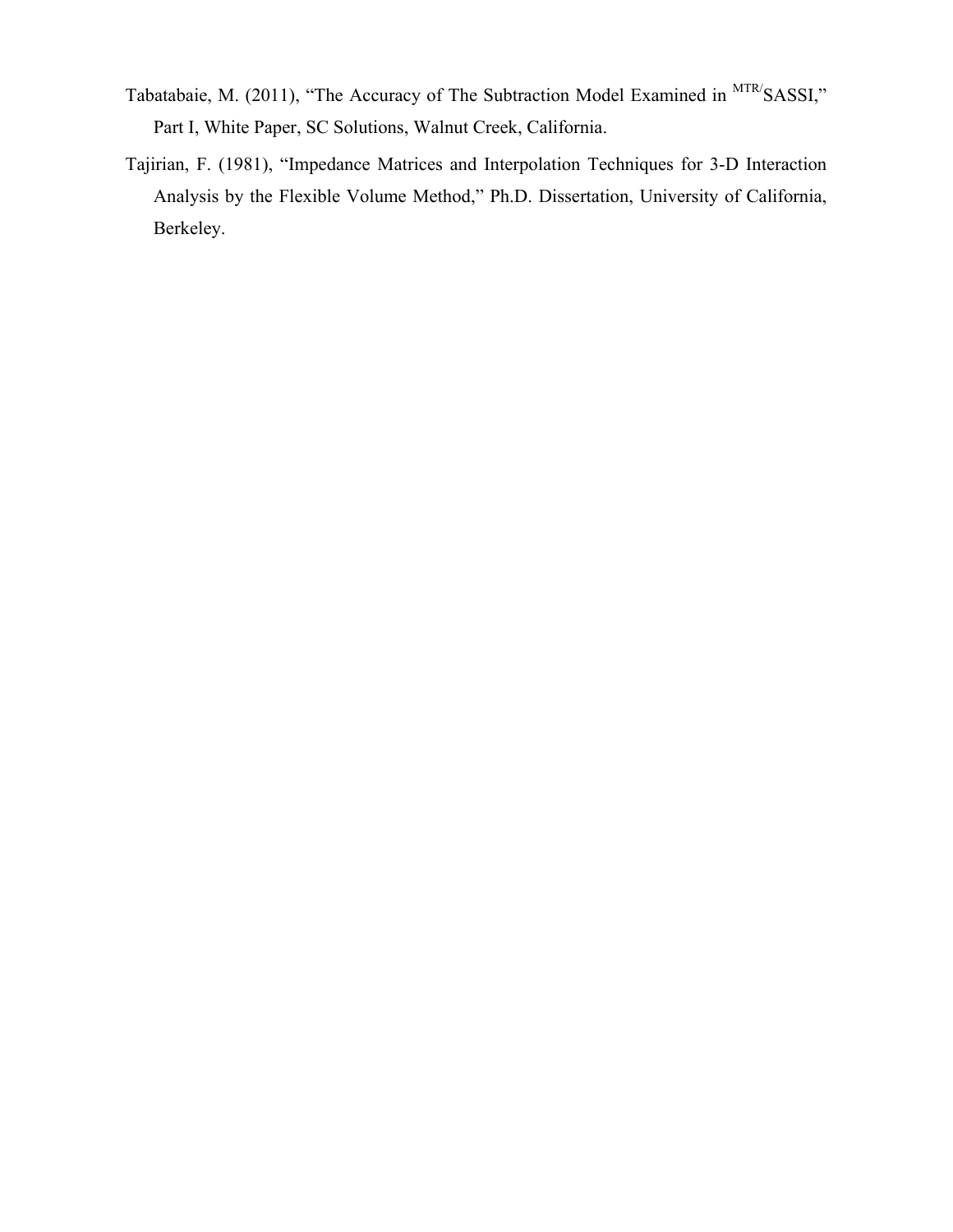Tabatabaie, M. (2011), “The Accuracy of The Subtraction Model Examined in MTR/SASSI,” Part I, White Paper, SC Solutions, Walnut Creek, California.

Tajirian, F. (1981), “Impedance Matrices and Interpolation Techniques for 3-D Interaction Analysis by the Flexible Volume Method,” Ph.D. Dissertation, University of California, Berkeley.